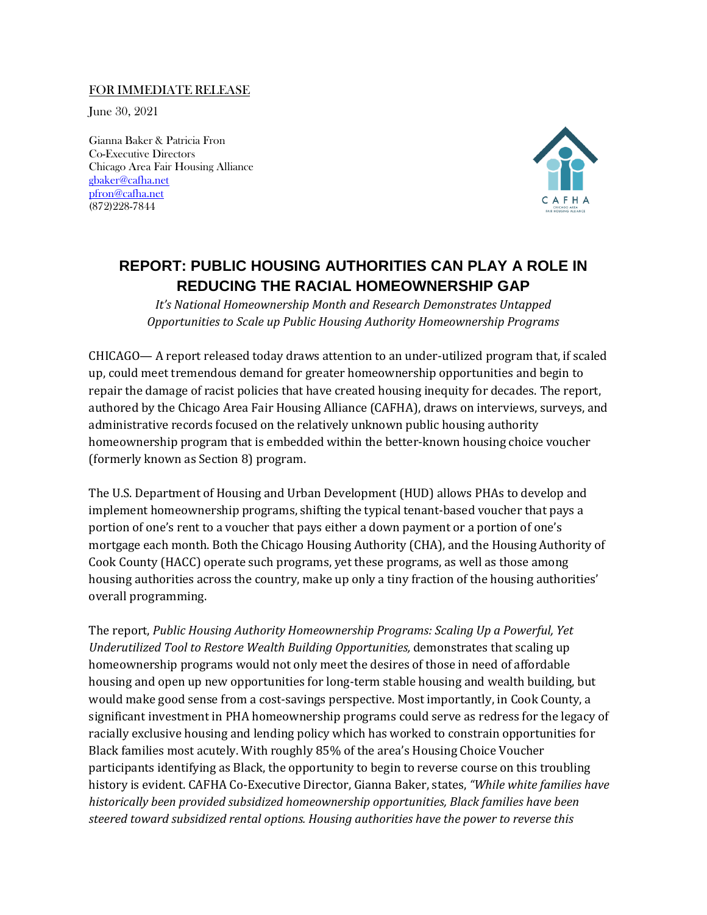FOR IMMEDIATE RELEASE

June 30, 2021

Gianna Baker & Patricia Fron
Co-Executive Directors
Chicago Area Fair Housing Alliance
gbaker@cafha.net
pfron@cafha.net
(872)228-7844

CAFHA
CHICAGO AREA FAIR HOUSING ALLIANCE

# REPORT: PUBLIC HOUSING AUTHORITIES CAN PLAY A ROLE IN REDUCING THE RACIAL HOMEOWNERSHIP GAP

*It's National Homeownership Month and Research Demonstrates Untapped Opportunities to Scale up Public Housing Authority Homeownership Programs*

CHICAGO— A report released today draws attention to an under-utilized program that, if scaled up, could meet tremendous demand for greater homeownership opportunities and begin to repair the damage of racist policies that have created housing inequity for decades. The report, authored by the Chicago Area Fair Housing Alliance (CAFHA), draws on interviews, surveys, and administrative records focused on the relatively unknown public housing authority homeownership program that is embedded within the better-known housing choice voucher (formerly known as Section 8) program.

The U.S. Department of Housing and Urban Development (HUD) allows PHAs to develop and implement homeownership programs, shifting the typical tenant-based voucher that pays a portion of one's rent to a voucher that pays either a down payment or a portion of one's mortgage each month. Both the Chicago Housing Authority (CHA), and the Housing Authority of Cook County (HACC) operate such programs, yet these programs, as well as those among housing authorities across the country, make up only a tiny fraction of the housing authorities' overall programming.

The report, *Public Housing Authority Homeownership Programs: Scaling Up a Powerful, Yet Underutilized Tool to Restore Wealth Building Opportunities,* demonstrates that scaling up homeownership programs would not only meet the desires of those in need of affordable housing and open up new opportunities for long-term stable housing and wealth building, but would make good sense from a cost-savings perspective. Most importantly, in Cook County, a significant investment in PHA homeownership programs could serve as redress for the legacy of racially exclusive housing and lending policy which has worked to constrain opportunities for Black families most acutely. With roughly 85% of the area's Housing Choice Voucher participants identifying as Black, the opportunity to begin to reverse course on this troubling history is evident. CAFHA Co-Executive Director, Gianna Baker, states, *"While white families have historically been provided subsidized homeownership opportunities, Black families have been steered toward subsidized rental options. Housing authorities have the power to reverse this*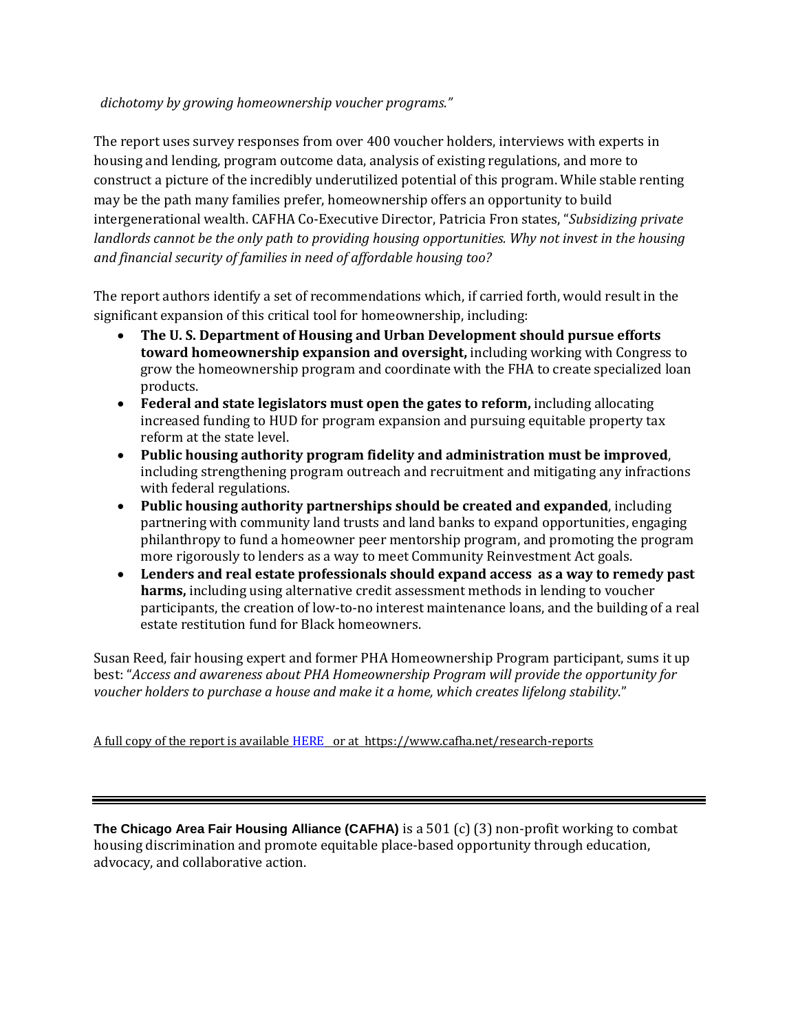*dichotomy by growing homeownership voucher programs."*

The report uses survey responses from over 400 voucher holders, interviews with experts in housing and lending, program outcome data, analysis of existing regulations, and more to construct a picture of the incredibly underutilized potential of this program. While stable renting may be the path many families prefer, homeownership offers an opportunity to build intergenerational wealth. CAFHA Co-Executive Director, Patricia Fron states, "*Subsidizing private landlords cannot be the only path to providing housing opportunities. Why not invest in the housing and financial security of families in need of affordable housing too?*

The report authors identify a set of recommendations which, if carried forth, would result in the significant expansion of this critical tool for homeownership, including:

- **The U. S. Department of Housing and Urban Development should pursue efforts toward homeownership expansion and oversight,** including working with Congress to grow the homeownership program and coordinate with the FHA to create specialized loan products.
- **Federal and state legislators must open the gates to reform,** including allocating increased funding to HUD for program expansion and pursuing equitable property tax reform at the state level.
- **Public housing authority program fidelity and administration must be improved**, including strengthening program outreach and recruitment and mitigating any infractions with federal regulations.
- **Public housing authority partnerships should be created and expanded**, including partnering with community land trusts and land banks to expand opportunities, engaging philanthropy to fund a homeowner peer mentorship program, and promoting the program more rigorously to lenders as a way to meet Community Reinvestment Act goals.
- **Lenders and real estate professionals should expand access as a way to remedy past harms,** including using alternative credit assessment methods in lending to voucher participants, the creation of low-to-no interest maintenance loans, and the building of a real estate restitution fund for Black homeowners.

Susan Reed, fair housing expert and former PHA Homeownership Program participant, sums it up best: "*Access and awareness about PHA Homeownership Program will provide the opportunity for voucher holders to purchase a house and make it a home, which creates lifelong stability*."

A full copy of the report is available HERE or at https://www.cafha.net/research-reports

---

**The Chicago Area Fair Housing Alliance (CAFHA)** is a 501 (c) (3) non-profit working to combat housing discrimination and promote equitable place-based opportunity through education, advocacy, and collaborative action.